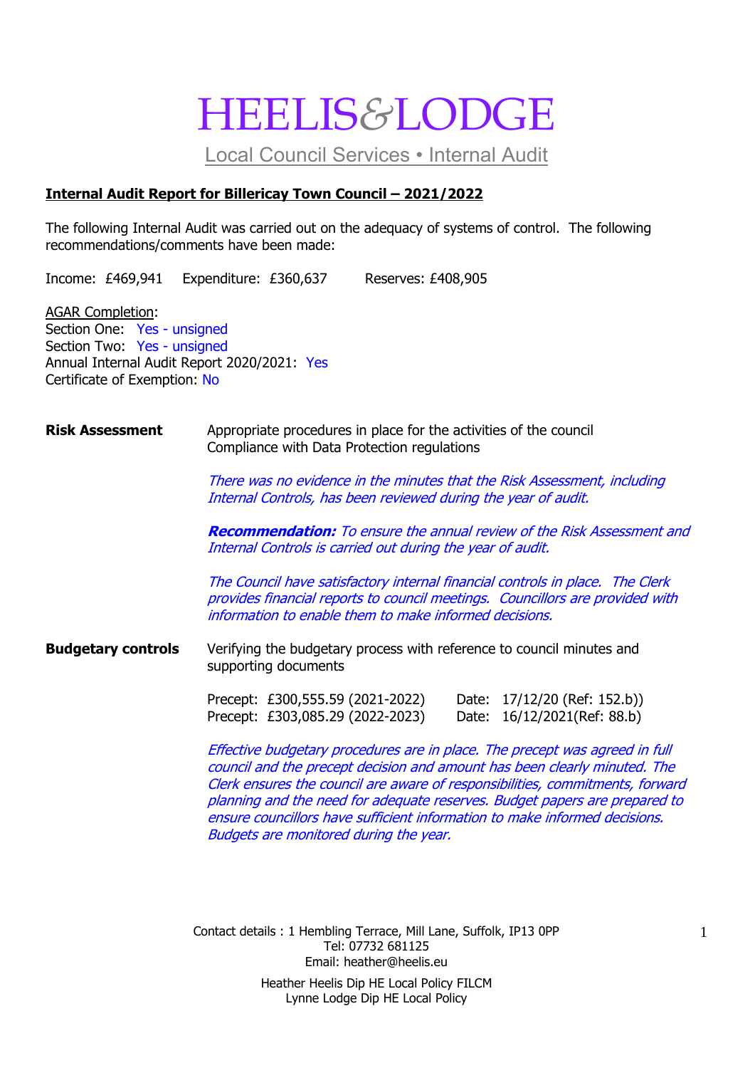# HEELIS&LODGE

Local Council Services • Internal Audit

**Internal Audit Report for Billericay Town Council – 2021/2022**

The following Internal Audit was carried out on the adequacy of systems of control. The following recommendations/comments have been made:

Income: £469,941    Expenditure: £360,637    Reserves: £408,905

AGAR Completion:
Section One: Yes - unsigned
Section Two: Yes - unsigned
Annual Internal Audit Report 2020/2021: Yes
Certificate of Exemption: No

**Risk Assessment**

Appropriate procedures in place for the activities of the council
Compliance with Data Protection regulations

*There was no evidence in the minutes that the Risk Assessment, including Internal Controls, has been reviewed during the year of audit.*

***Recommendation:*** *To ensure the annual review of the Risk Assessment and Internal Controls is carried out during the year of audit.*

*The Council have satisfactory internal financial controls in place. The Clerk provides financial reports to council meetings. Councillors are provided with information to enable them to make informed decisions.*

**Budgetary controls**

Verifying the budgetary process with reference to council minutes and supporting documents

Precept: £300,555.59 (2021-2022)    Date: 17/12/20 (Ref: 152.b))
Precept: £303,085.29 (2022-2023)    Date: 16/12/2021(Ref: 88.b)

*Effective budgetary procedures are in place. The precept was agreed in full council and the precept decision and amount has been clearly minuted. The Clerk ensures the council are aware of responsibilities, commitments, forward planning and the need for adequate reserves. Budget papers are prepared to ensure councillors have sufficient information to make informed decisions. Budgets are monitored during the year.*

Contact details : 1 Hembling Terrace, Mill Lane, Suffolk, IP13 0PP
Tel: 07732 681125
Email: heather@heelis.eu

Heather Heelis Dip HE Local Policy FILCM
Lynne Lodge Dip HE Local Policy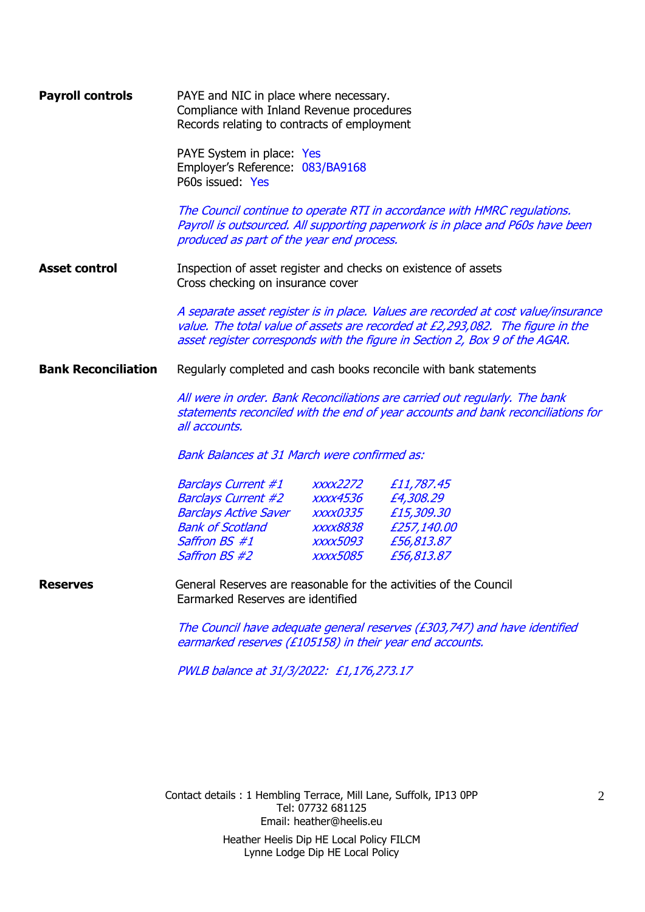**Payroll controls**

PAYE and NIC in place where necessary.
Compliance with Inland Revenue procedures
Records relating to contracts of employment

PAYE System in place: Yes
Employer's Reference: 083/BA9168
P60s issued: Yes

*The Council continue to operate RTI in accordance with HMRC regulations. Payroll is outsourced. All supporting paperwork is in place and P60s have been produced as part of the year end process.*

**Asset control**

Inspection of asset register and checks on existence of assets
Cross checking on insurance cover

*A separate asset register is in place. Values are recorded at cost value/insurance value. The total value of assets are recorded at £2,293,082. The figure in the asset register corresponds with the figure in Section 2, Box 9 of the AGAR.*

**Bank Reconciliation**

Regularly completed and cash books reconcile with bank statements

*All were in order. Bank Reconciliations are carried out regularly. The bank statements reconciled with the end of year accounts and bank reconciliations for all accounts.*

*Bank Balances at 31 March were confirmed as:*

| | | |
|---|---|---|
| *Barclays Current #1* | *xxxx2272* | *£11,787.45* |
| *Barclays Current #2* | *xxxx4536* | *£4,308.29* |
| *Barclays Active Saver* | *xxxx0335* | *£15,309.30* |
| *Bank of Scotland* | *xxxx8838* | *£257,140.00* |
| *Saffron BS #1* | *xxxx5093* | *£56,813.87* |
| *Saffron BS #2* | *xxxx5085* | *£56,813.87* |

**Reserves**

General Reserves are reasonable for the activities of the Council
Earmarked Reserves are identified

*The Council have adequate general reserves (£303,747) and have identified earmarked reserves (£105158) in their year end accounts.*

*PWLB balance at 31/3/2022: £1,176,273.17*

Contact details : 1 Hembling Terrace, Mill Lane, Suffolk, IP13 0PP
Tel: 07732 681125
Email: heather@heelis.eu

Heather Heelis Dip HE Local Policy FILCM
Lynne Lodge Dip HE Local Policy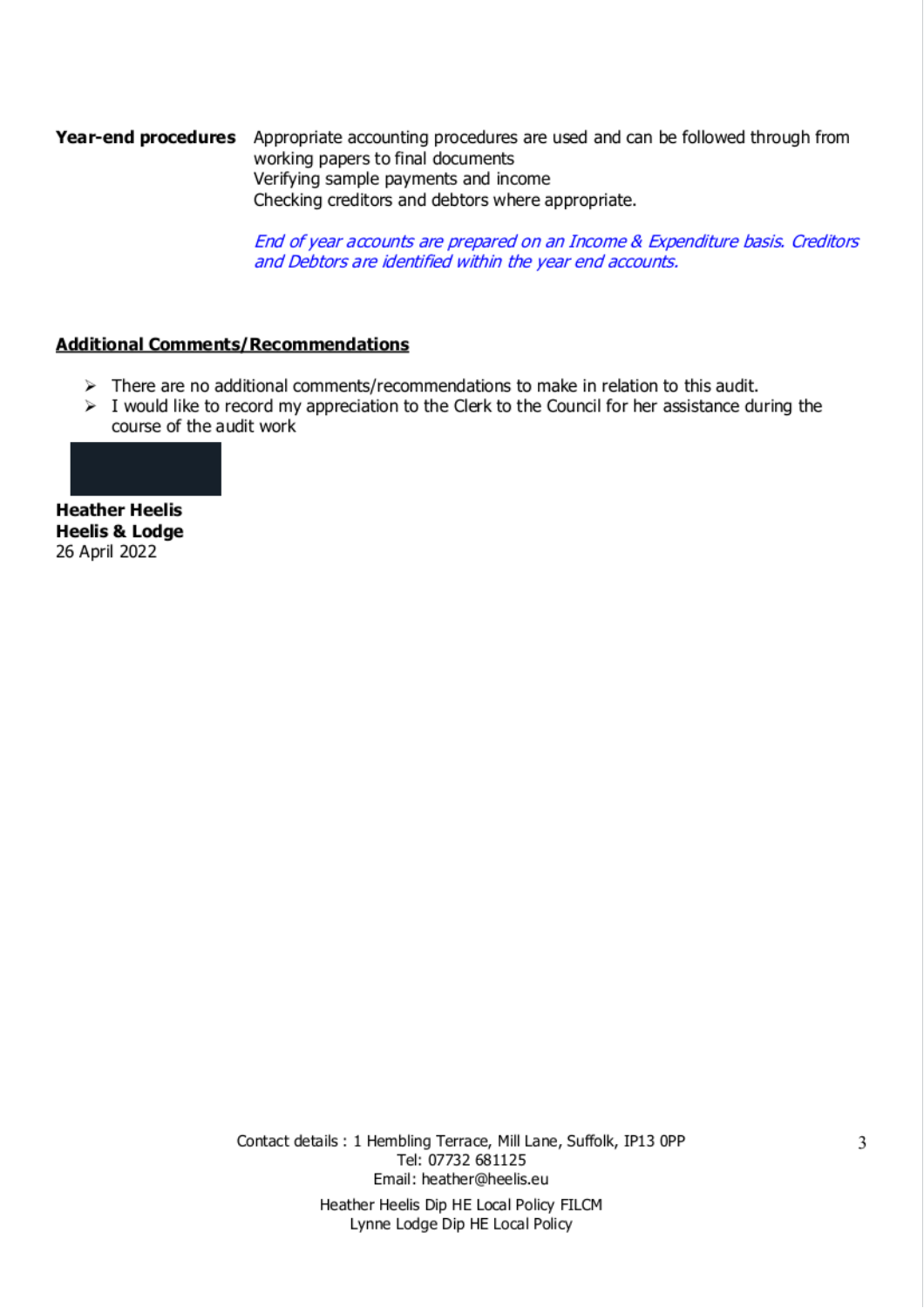**Year-end procedures** Appropriate accounting procedures are used and can be followed through from working papers to final documents
Verifying sample payments and income
Checking creditors and debtors where appropriate.

*End of year accounts are prepared on an Income & Expenditure basis. Creditors and Debtors are identified within the year end accounts.*

**<u>Additional Comments/Recommendations</u>**

- There are no additional comments/recommendations to make in relation to this audit.
- I would like to record my appreciation to the Clerk to the Council for her assistance during the course of the audit work

**Heather Heelis**
**Heelis & Lodge**
26 April 2022

Contact details : 1 Hembling Terrace, Mill Lane, Suffolk, IP13 0PP
Tel: 07732 681125
Email: heather@heelis.eu

Heather Heelis Dip HE Local Policy FILCM
Lynne Lodge Dip HE Local Policy